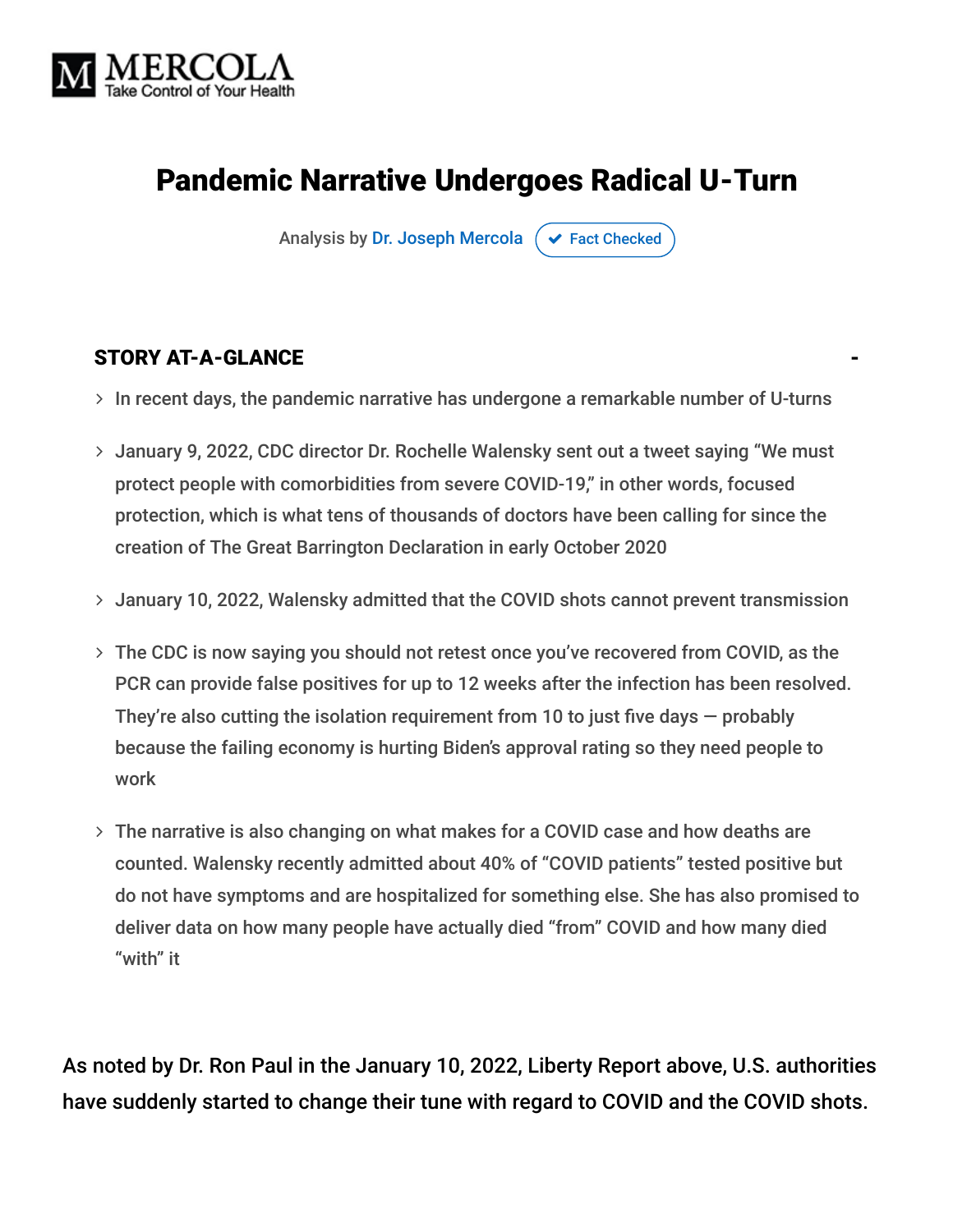MERCOLA
Take Control of Your Health

# Pandemic Narrative Undergoes Radical U-Turn

Analysis by Dr. Joseph Mercola ✔ Fact Checked

## STORY AT-A-GLANCE

- In recent days, the pandemic narrative has undergone a remarkable number of U-turns
- January 9, 2022, CDC director Dr. Rochelle Walensky sent out a tweet saying "We must protect people with comorbidities from severe COVID-19," in other words, focused protection, which is what tens of thousands of doctors have been calling for since the creation of The Great Barrington Declaration in early October 2020
- January 10, 2022, Walensky admitted that the COVID shots cannot prevent transmission
- The CDC is now saying you should not retest once you've recovered from COVID, as the PCR can provide false positives for up to 12 weeks after the infection has been resolved. They're also cutting the isolation requirement from 10 to just five days — probably because the failing economy is hurting Biden's approval rating so they need people to work
- The narrative is also changing on what makes for a COVID case and how deaths are counted. Walensky recently admitted about 40% of "COVID patients" tested positive but do not have symptoms and are hospitalized for something else. She has also promised to deliver data on how many people have actually died "from" COVID and how many died "with" it

As noted by Dr. Ron Paul in the January 10, 2022, Liberty Report above, U.S. authorities have suddenly started to change their tune with regard to COVID and the COVID shots.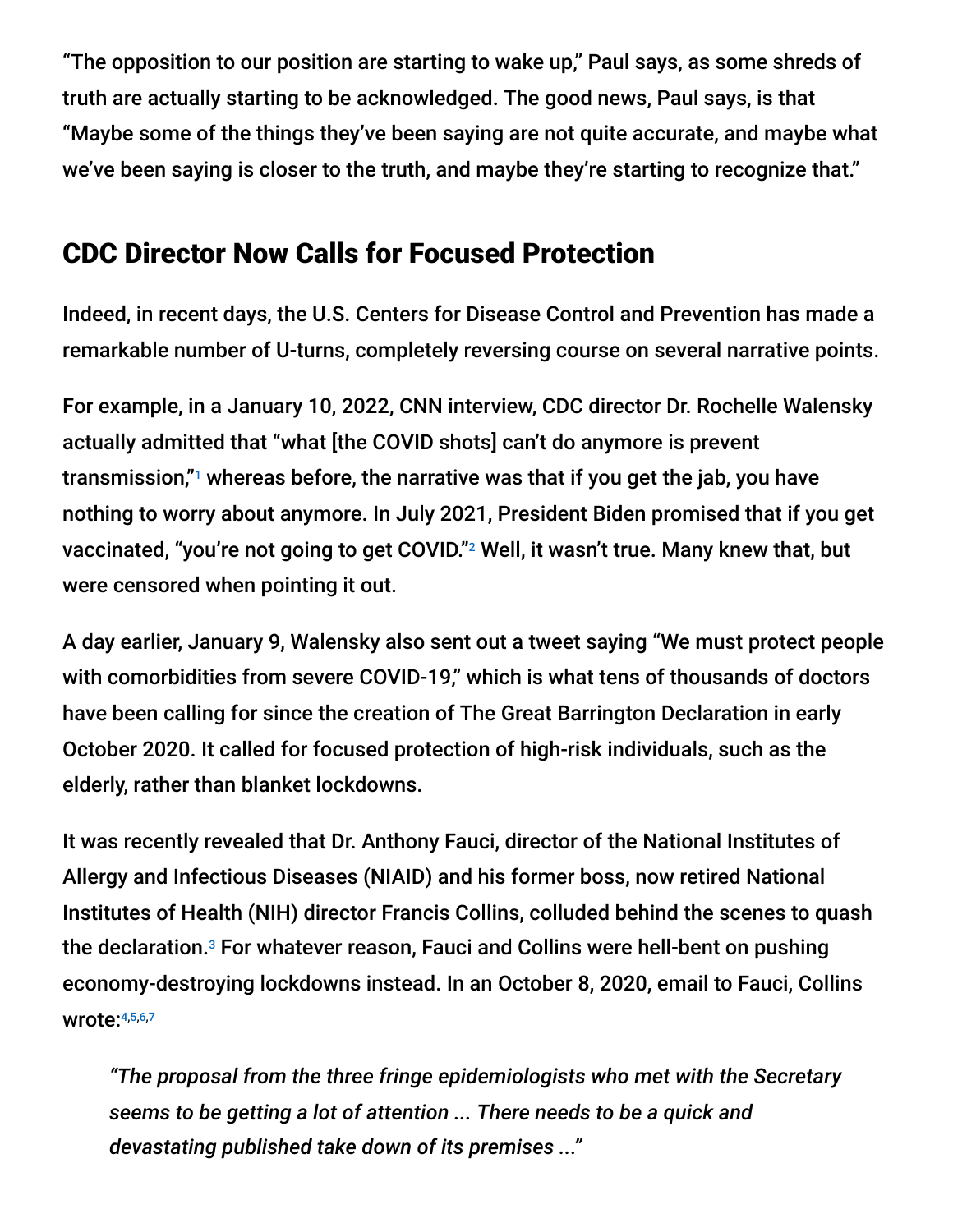"The opposition to our position are starting to wake up," Paul says, as some shreds of truth are actually starting to be acknowledged. The good news, Paul says, is that "Maybe some of the things they've been saying are not quite accurate, and maybe what we've been saying is closer to the truth, and maybe they're starting to recognize that."

## CDC Director Now Calls for Focused Protection

Indeed, in recent days, the U.S. Centers for Disease Control and Prevention has made a remarkable number of U-turns, completely reversing course on several narrative points.

For example, in a January 10, 2022, CNN interview, CDC director Dr. Rochelle Walensky actually admitted that "what [the COVID shots] can't do anymore is prevent transmission,"[1] whereas before, the narrative was that if you get the jab, you have nothing to worry about anymore. In July 2021, President Biden promised that if you get vaccinated, "you're not going to get COVID."[2] Well, it wasn't true. Many knew that, but were censored when pointing it out.

A day earlier, January 9, Walensky also sent out a tweet saying "We must protect people with comorbidities from severe COVID-19," which is what tens of thousands of doctors have been calling for since the creation of The Great Barrington Declaration in early October 2020. It called for focused protection of high-risk individuals, such as the elderly, rather than blanket lockdowns.

It was recently revealed that Dr. Anthony Fauci, director of the National Institutes of Allergy and Infectious Diseases (NIAID) and his former boss, now retired National Institutes of Health (NIH) director Francis Collins, colluded behind the scenes to quash the declaration.[3] For whatever reason, Fauci and Collins were hell-bent on pushing economy-destroying lockdowns instead. In an October 8, 2020, email to Fauci, Collins wrote:[4,5,6,7]

> *"The proposal from the three fringe epidemiologists who met with the Secretary seems to be getting a lot of attention ... There needs to be a quick and devastating published take down of its premises ..."*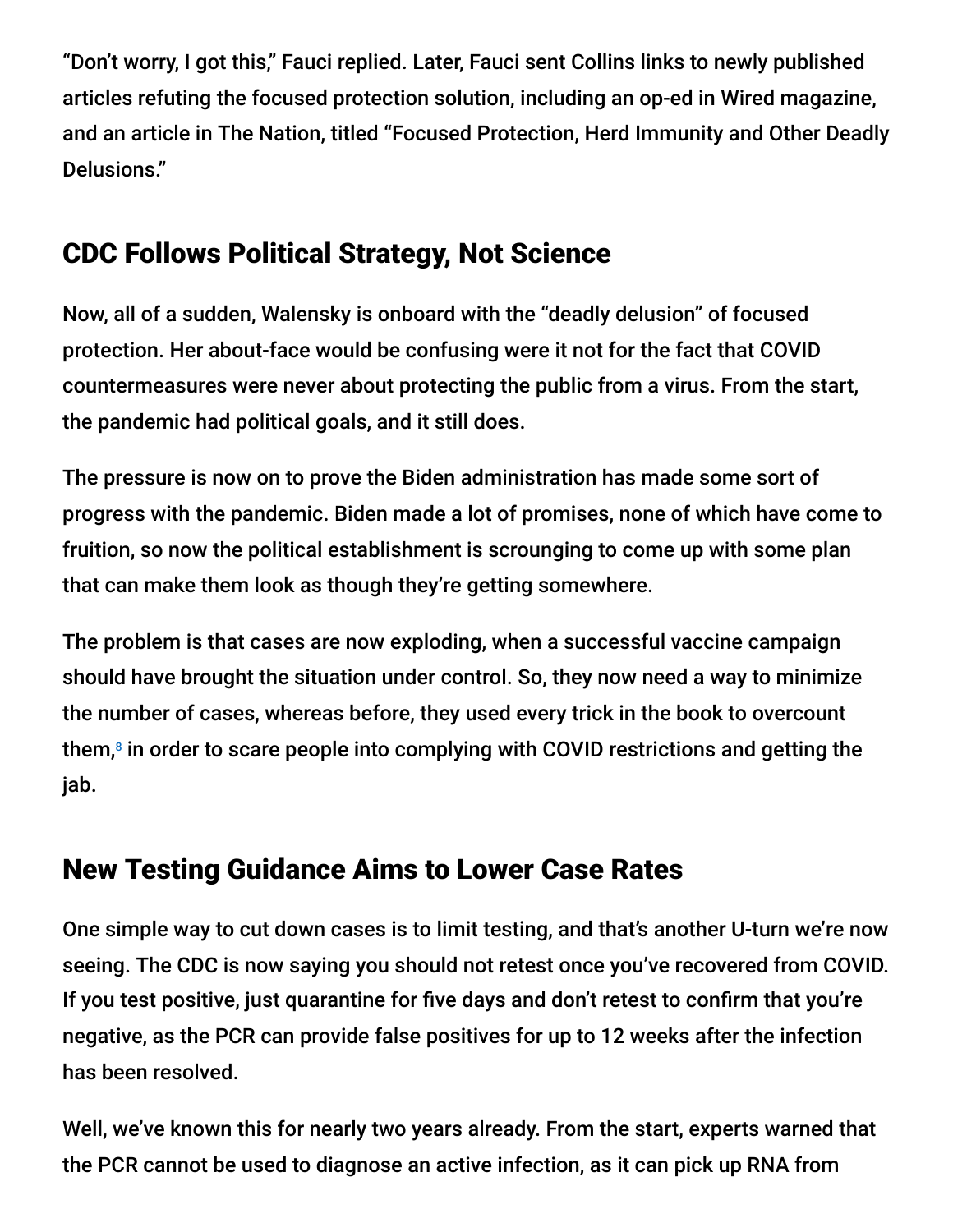"Don't worry, I got this," Fauci replied. Later, Fauci sent Collins links to newly published articles refuting the focused protection solution, including an op-ed in Wired magazine, and an article in The Nation, titled "Focused Protection, Herd Immunity and Other Deadly Delusions."

## CDC Follows Political Strategy, Not Science

Now, all of a sudden, Walensky is onboard with the "deadly delusion" of focused protection. Her about-face would be confusing were it not for the fact that COVID countermeasures were never about protecting the public from a virus. From the start, the pandemic had political goals, and it still does.

The pressure is now on to prove the Biden administration has made some sort of progress with the pandemic. Biden made a lot of promises, none of which have come to fruition, so now the political establishment is scrounging to come up with some plan that can make them look as though they're getting somewhere.

The problem is that cases are now exploding, when a successful vaccine campaign should have brought the situation under control. So, they now need a way to minimize the number of cases, whereas before, they used every trick in the book to overcount them,[8] in order to scare people into complying with COVID restrictions and getting the jab.

## New Testing Guidance Aims to Lower Case Rates

One simple way to cut down cases is to limit testing, and that's another U-turn we're now seeing. The CDC is now saying you should not retest once you've recovered from COVID. If you test positive, just quarantine for five days and don't retest to confirm that you're negative, as the PCR can provide false positives for up to 12 weeks after the infection has been resolved.

Well, we've known this for nearly two years already. From the start, experts warned that the PCR cannot be used to diagnose an active infection, as it can pick up RNA from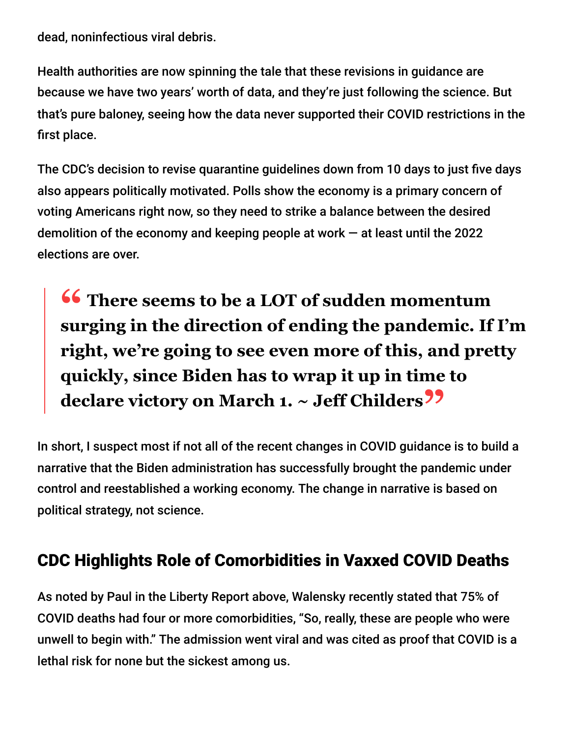dead, noninfectious viral debris.

Health authorities are now spinning the tale that these revisions in guidance are because we have two years' worth of data, and they're just following the science. But that's pure baloney, seeing how the data never supported their COVID restrictions in the first place.

The CDC's decision to revise quarantine guidelines down from 10 days to just five days also appears politically motivated. Polls show the economy is a primary concern of voting Americans right now, so they need to strike a balance between the desired demolition of the economy and keeping people at work — at least until the 2022 elections are over.

> **"There seems to be a LOT of sudden momentum surging in the direction of ending the pandemic. If I'm right, we're going to see even more of this, and pretty quickly, since Biden has to wrap it up in time to declare victory on March 1. ~ Jeff Childers"**

In short, I suspect most if not all of the recent changes in COVID guidance is to build a narrative that the Biden administration has successfully brought the pandemic under control and reestablished a working economy. The change in narrative is based on political strategy, not science.

## CDC Highlights Role of Comorbidities in Vaxxed COVID Deaths

As noted by Paul in the Liberty Report above, Walensky recently stated that 75% of COVID deaths had four or more comorbidities, "So, really, these are people who were unwell to begin with." The admission went viral and was cited as proof that COVID is a lethal risk for none but the sickest among us.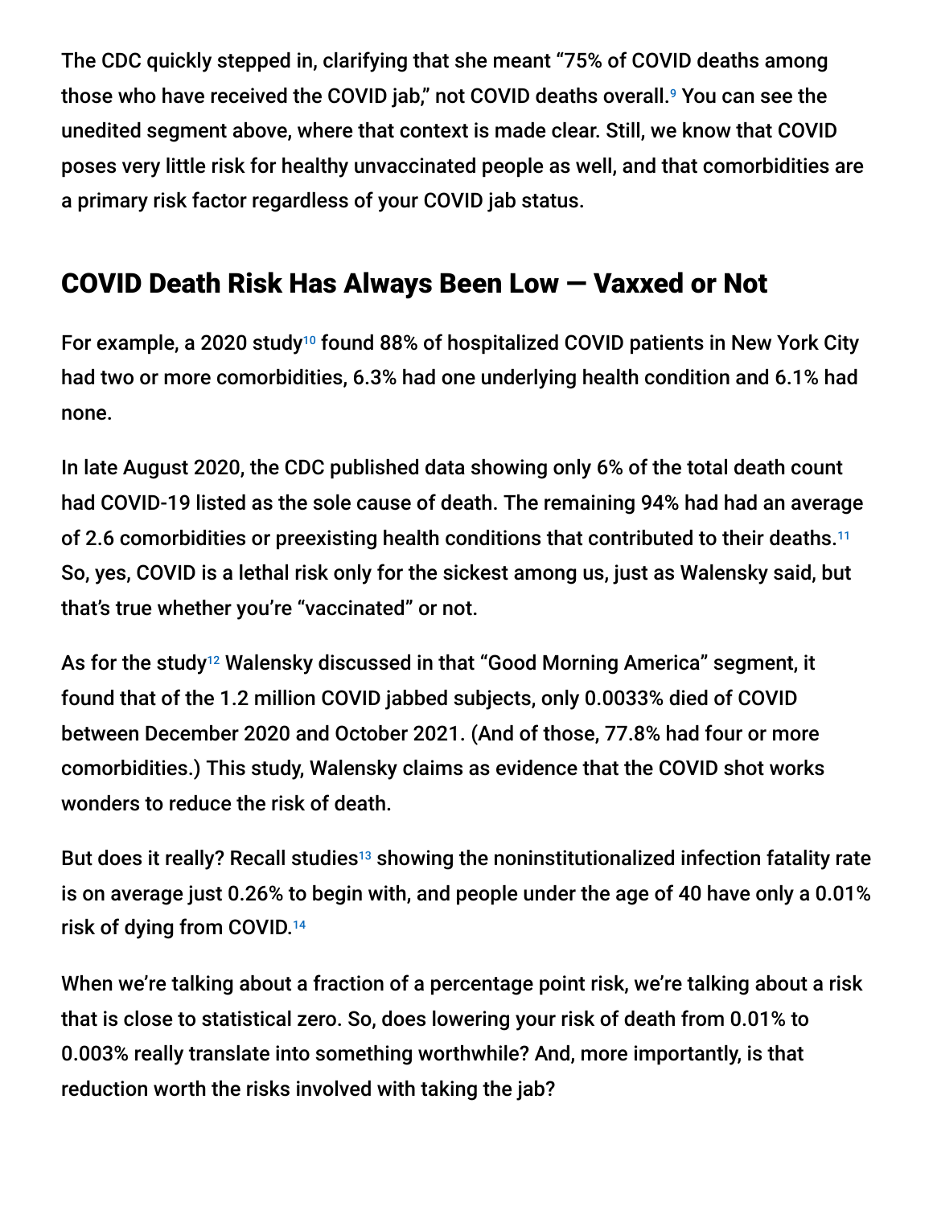The CDC quickly stepped in, clarifying that she meant "75% of COVID deaths among those who have received the COVID jab," not COVID deaths overall.[9] You can see the unedited segment above, where that context is made clear. Still, we know that COVID poses very little risk for healthy unvaccinated people as well, and that comorbidities are a primary risk factor regardless of your COVID jab status.

## COVID Death Risk Has Always Been Low — Vaxxed or Not

For example, a 2020 study[10] found 88% of hospitalized COVID patients in New York City had two or more comorbidities, 6.3% had one underlying health condition and 6.1% had none.

In late August 2020, the CDC published data showing only 6% of the total death count had COVID-19 listed as the sole cause of death. The remaining 94% had had an average of 2.6 comorbidities or preexisting health conditions that contributed to their deaths.[11] So, yes, COVID is a lethal risk only for the sickest among us, just as Walensky said, but that's true whether you're "vaccinated" or not.

As for the study[12] Walensky discussed in that "Good Morning America" segment, it found that of the 1.2 million COVID jabbed subjects, only 0.0033% died of COVID between December 2020 and October 2021. (And of those, 77.8% had four or more comorbidities.) This study, Walensky claims as evidence that the COVID shot works wonders to reduce the risk of death.

But does it really? Recall studies[13] showing the noninstitutionalized infection fatality rate is on average just 0.26% to begin with, and people under the age of 40 have only a 0.01% risk of dying from COVID.[14]

When we're talking about a fraction of a percentage point risk, we're talking about a risk that is close to statistical zero. So, does lowering your risk of death from 0.01% to 0.003% really translate into something worthwhile? And, more importantly, is that reduction worth the risks involved with taking the jab?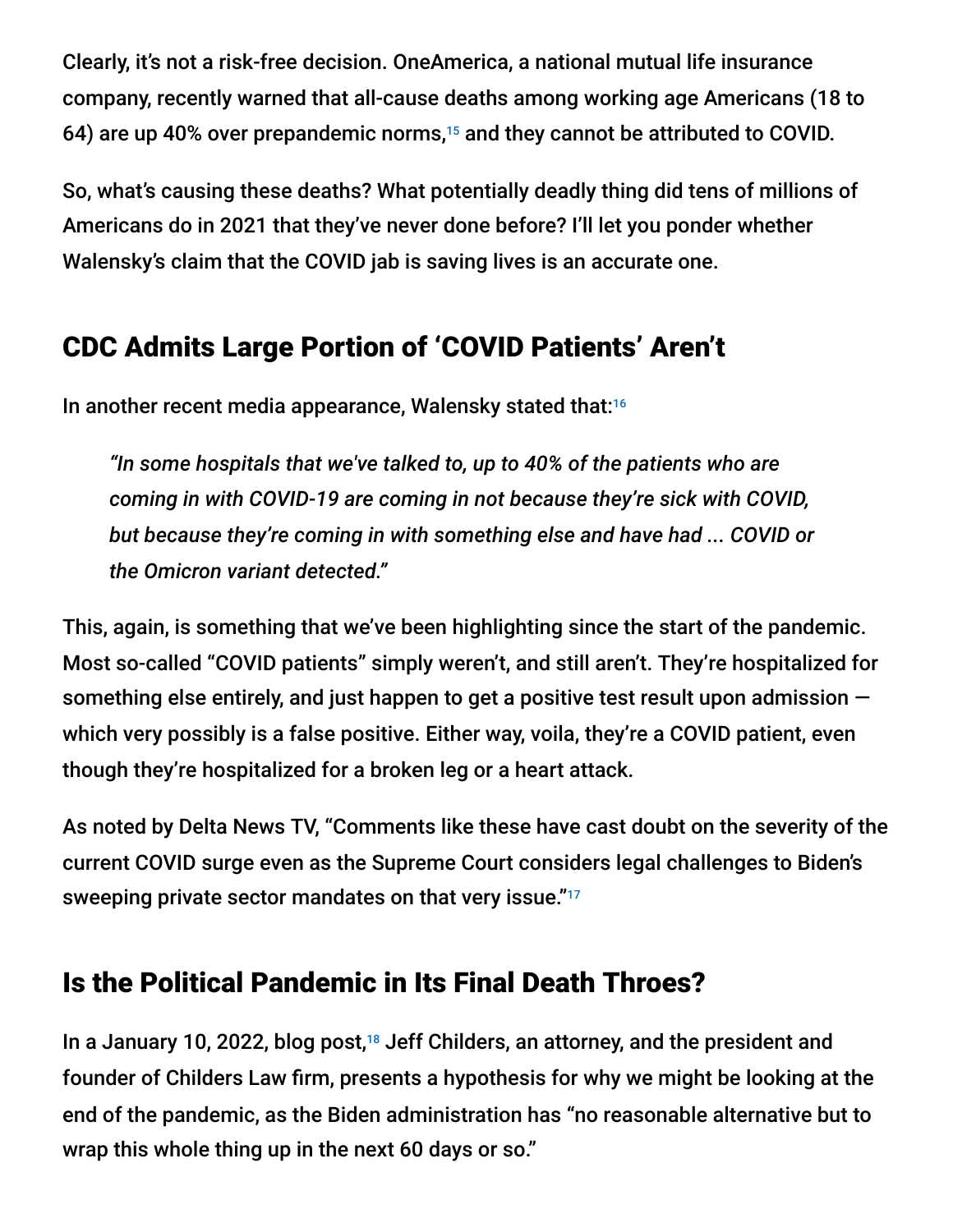Clearly, it's not a risk-free decision. OneAmerica, a national mutual life insurance company, recently warned that all-cause deaths among working age Americans (18 to 64) are up 40% over prepandemic norms,[15] and they cannot be attributed to COVID.

So, what's causing these deaths? What potentially deadly thing did tens of millions of Americans do in 2021 that they've never done before? I'll let you ponder whether Walensky's claim that the COVID jab is saving lives is an accurate one.

## CDC Admits Large Portion of 'COVID Patients' Aren't

In another recent media appearance, Walensky stated that:[16]

> *"In some hospitals that we've talked to, up to 40% of the patients who are coming in with COVID-19 are coming in not because they're sick with COVID, but because they're coming in with something else and have had ... COVID or the Omicron variant detected."*

This, again, is something that we've been highlighting since the start of the pandemic. Most so-called "COVID patients" simply weren't, and still aren't. They're hospitalized for something else entirely, and just happen to get a positive test result upon admission — which very possibly is a false positive. Either way, voila, they're a COVID patient, even though they're hospitalized for a broken leg or a heart attack.

As noted by Delta News TV, "Comments like these have cast doubt on the severity of the current COVID surge even as the Supreme Court considers legal challenges to Biden's sweeping private sector mandates on that very issue."[17]

## Is the Political Pandemic in Its Final Death Throes?

In a January 10, 2022, blog post,[18] Jeff Childers, an attorney, and the president and founder of Childers Law firm, presents a hypothesis for why we might be looking at the end of the pandemic, as the Biden administration has "no reasonable alternative but to wrap this whole thing up in the next 60 days or so."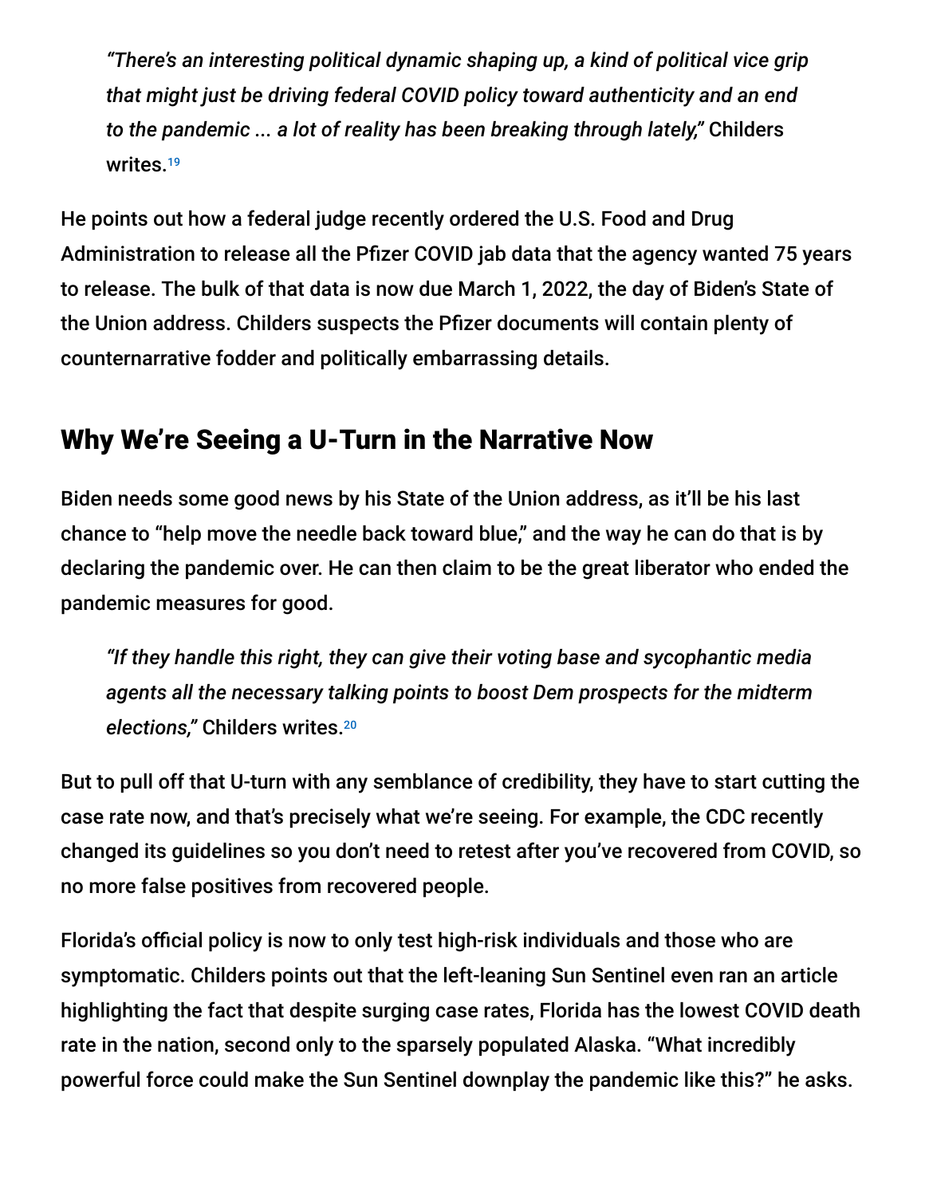> *"There's an interesting political dynamic shaping up, a kind of political vice grip that might just be driving federal COVID policy toward authenticity and an end to the pandemic ... a lot of reality has been breaking through lately,"* Childers writes.[19]

He points out how a federal judge recently ordered the U.S. Food and Drug Administration to release all the Pfizer COVID jab data that the agency wanted 75 years to release. The bulk of that data is now due March 1, 2022, the day of Biden's State of the Union address. Childers suspects the Pfizer documents will contain plenty of counternarrative fodder and politically embarrassing details.

## Why We're Seeing a U-Turn in the Narrative Now

Biden needs some good news by his State of the Union address, as it'll be his last chance to "help move the needle back toward blue," and the way he can do that is by declaring the pandemic over. He can then claim to be the great liberator who ended the pandemic measures for good.

> *"If they handle this right, they can give their voting base and sycophantic media agents all the necessary talking points to boost Dem prospects for the midterm elections,"* Childers writes.[20]

But to pull off that U-turn with any semblance of credibility, they have to start cutting the case rate now, and that's precisely what we're seeing. For example, the CDC recently changed its guidelines so you don't need to retest after you've recovered from COVID, so no more false positives from recovered people.

Florida's official policy is now to only test high-risk individuals and those who are symptomatic. Childers points out that the left-leaning Sun Sentinel even ran an article highlighting the fact that despite surging case rates, Florida has the lowest COVID death rate in the nation, second only to the sparsely populated Alaska. "What incredibly powerful force could make the Sun Sentinel downplay the pandemic like this?" he asks.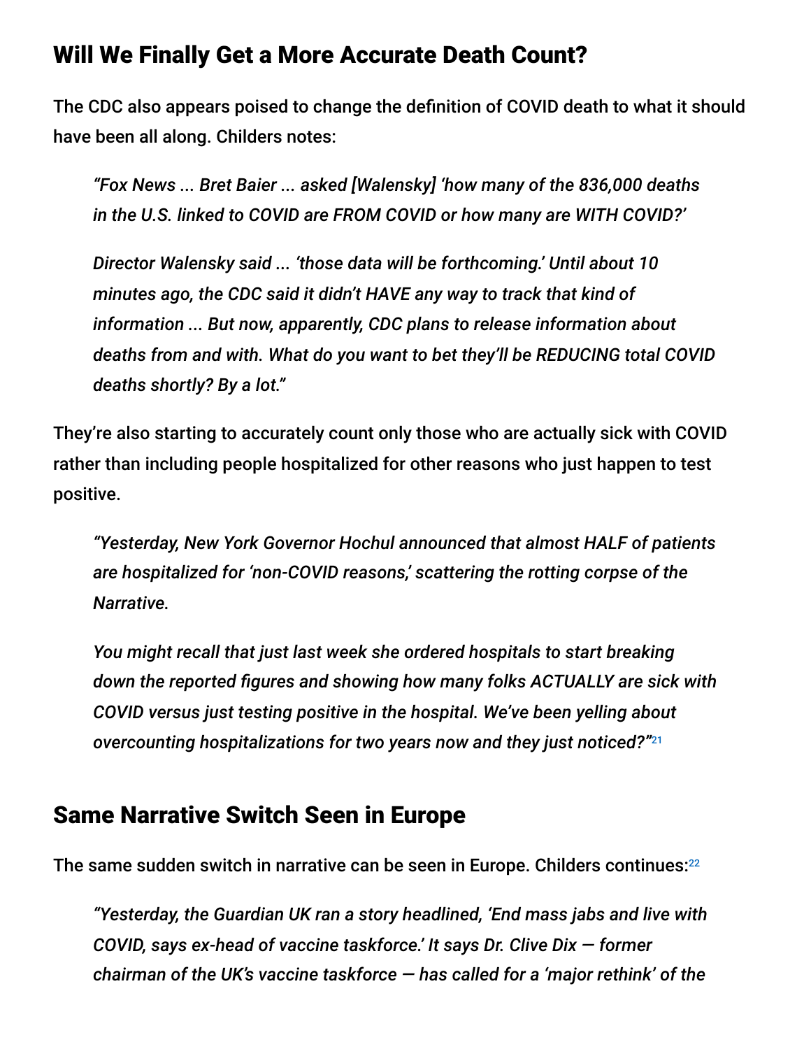## Will We Finally Get a More Accurate Death Count?

The CDC also appears poised to change the definition of COVID death to what it should have been all along. Childers notes:

> *"Fox News ... Bret Baier ... asked [Walensky] 'how many of the 836,000 deaths in the U.S. linked to COVID are FROM COVID or how many are WITH COVID?'*
>
> *Director Walensky said ... 'those data will be forthcoming.' Until about 10 minutes ago, the CDC said it didn't HAVE any way to track that kind of information ... But now, apparently, CDC plans to release information about deaths from and with. What do you want to bet they'll be REDUCING total COVID deaths shortly? By a lot."*

They're also starting to accurately count only those who are actually sick with COVID rather than including people hospitalized for other reasons who just happen to test positive.

> *"Yesterday, New York Governor Hochul announced that almost HALF of patients are hospitalized for 'non-COVID reasons,' scattering the rotting corpse of the Narrative.*
>
> *You might recall that just last week she ordered hospitals to start breaking down the reported figures and showing how many folks ACTUALLY are sick with COVID versus just testing positive in the hospital. We've been yelling about overcounting hospitalizations for two years now and they just noticed?"*[21]

## Same Narrative Switch Seen in Europe

The same sudden switch in narrative can be seen in Europe. Childers continues:[22]

> *"Yesterday, the Guardian UK ran a story headlined, 'End mass jabs and live with COVID, says ex-head of vaccine taskforce.' It says Dr. Clive Dix — former chairman of the UK's vaccine taskforce — has called for a 'major rethink' of the*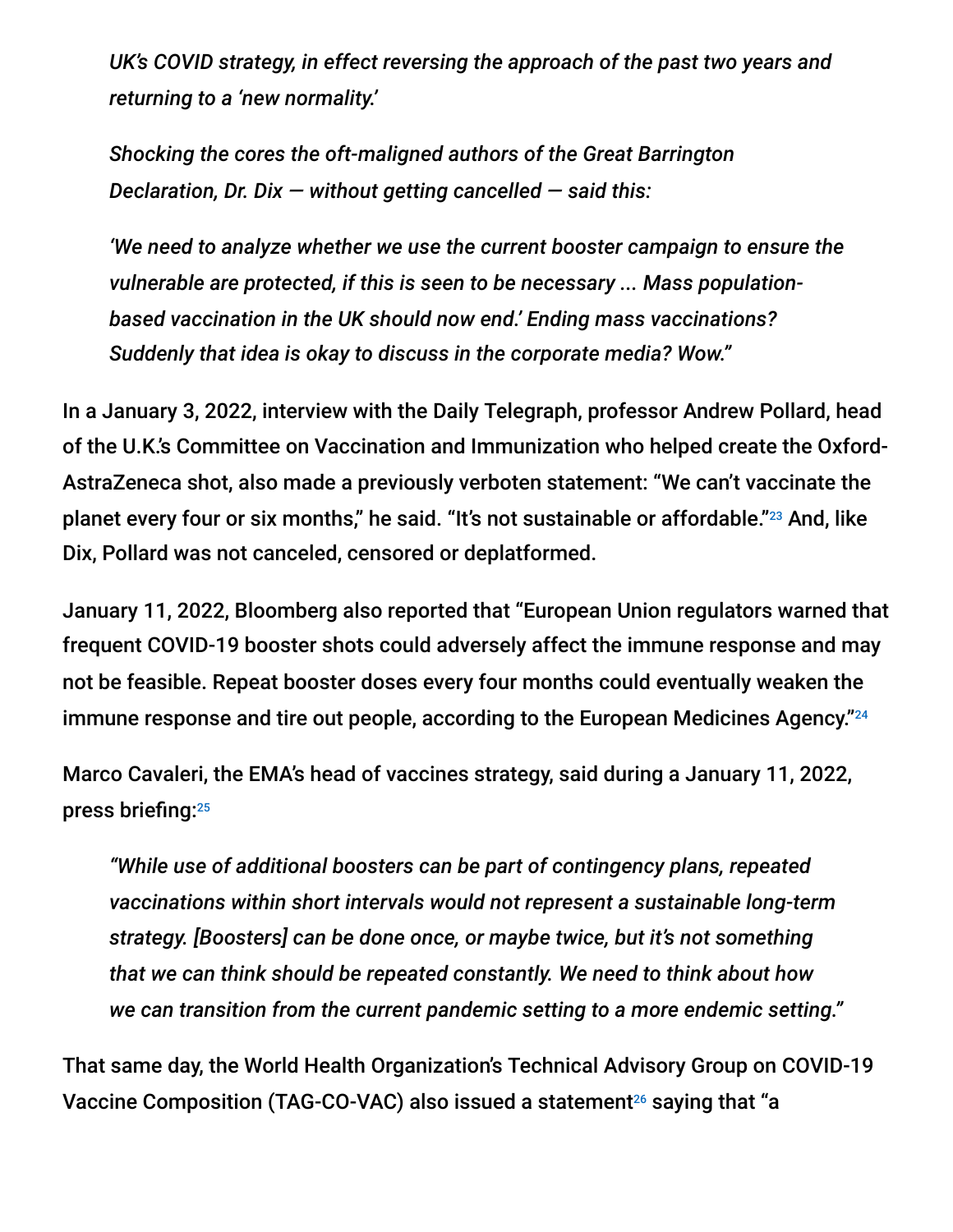> *UK's COVID strategy, in effect reversing the approach of the past two years and returning to a 'new normality.'*
>
> *Shocking the cores the oft-maligned authors of the Great Barrington Declaration, Dr. Dix — without getting cancelled — said this:*
>
> *'We need to analyze whether we use the current booster campaign to ensure the vulnerable are protected, if this is seen to be necessary ... Mass population-based vaccination in the UK should now end.' Ending mass vaccinations? Suddenly that idea is okay to discuss in the corporate media? Wow."*

In a January 3, 2022, interview with the Daily Telegraph, professor Andrew Pollard, head of the U.K.'s Committee on Vaccination and Immunization who helped create the Oxford-AstraZeneca shot, also made a previously verboten statement: "We can't vaccinate the planet every four or six months," he said. "It's not sustainable or affordable."[23] And, like Dix, Pollard was not canceled, censored or deplatformed.

January 11, 2022, Bloomberg also reported that "European Union regulators warned that frequent COVID-19 booster shots could adversely affect the immune response and may not be feasible. Repeat booster doses every four months could eventually weaken the immune response and tire out people, according to the European Medicines Agency."[24]

Marco Cavaleri, the EMA's head of vaccines strategy, said during a January 11, 2022, press briefing:[25]

> *"While use of additional boosters can be part of contingency plans, repeated vaccinations within short intervals would not represent a sustainable long-term strategy. [Boosters] can be done once, or maybe twice, but it's not something that we can think should be repeated constantly. We need to think about how we can transition from the current pandemic setting to a more endemic setting."*

That same day, the World Health Organization's Technical Advisory Group on COVID-19 Vaccine Composition (TAG-CO-VAC) also issued a statement[26] saying that "a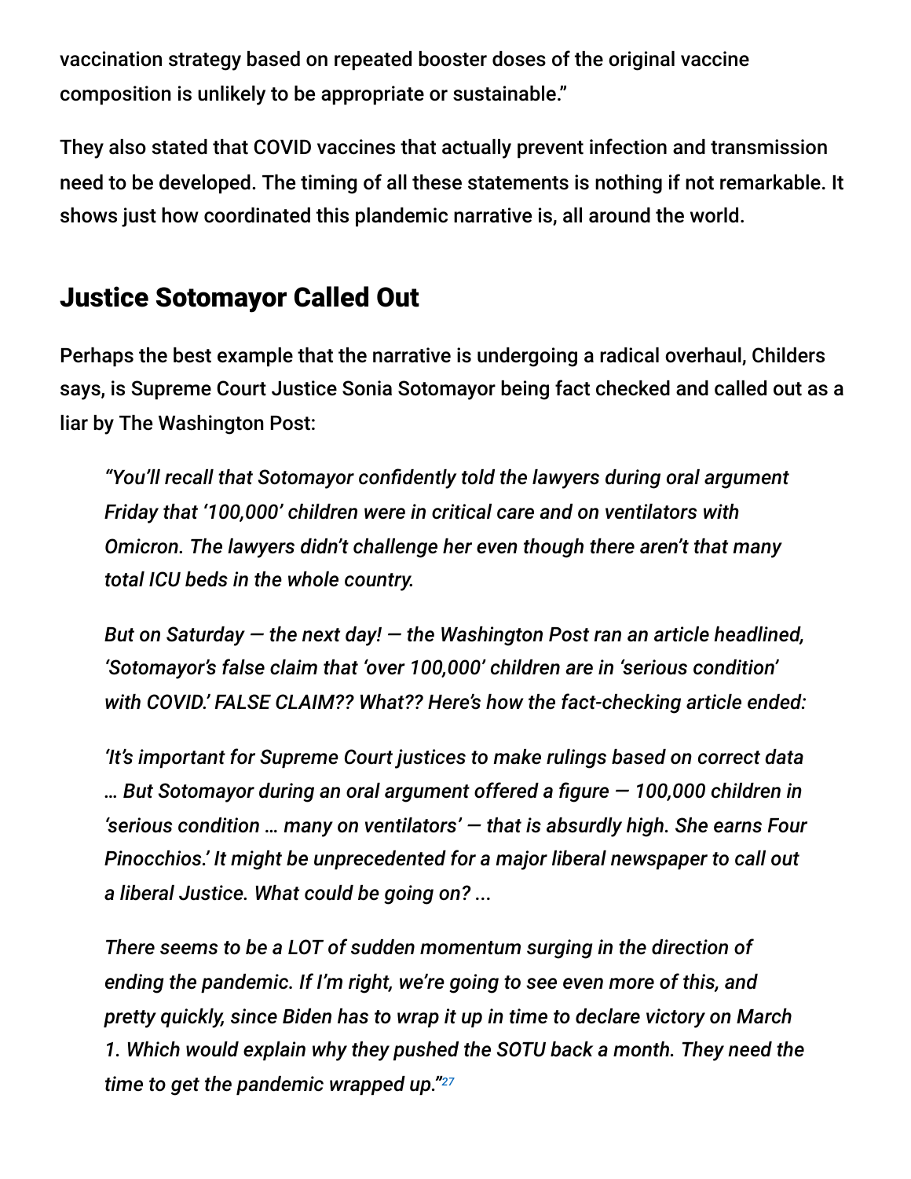vaccination strategy based on repeated booster doses of the original vaccine composition is unlikely to be appropriate or sustainable."

They also stated that COVID vaccines that actually prevent infection and transmission need to be developed. The timing of all these statements is nothing if not remarkable. It shows just how coordinated this plandemic narrative is, all around the world.

## Justice Sotomayor Called Out

Perhaps the best example that the narrative is undergoing a radical overhaul, Childers says, is Supreme Court Justice Sonia Sotomayor being fact checked and called out as a liar by The Washington Post:

> *"You'll recall that Sotomayor confidently told the lawyers during oral argument Friday that '100,000' children were in critical care and on ventilators with Omicron. The lawyers didn't challenge her even though there aren't that many total ICU beds in the whole country.*
>
> *But on Saturday — the next day! — the Washington Post ran an article headlined, 'Sotomayor's false claim that 'over 100,000' children are in 'serious condition' with COVID.' FALSE CLAIM?? What?? Here's how the fact-checking article ended:*
>
> *'It's important for Supreme Court justices to make rulings based on correct data … But Sotomayor during an oral argument offered a figure — 100,000 children in 'serious condition … many on ventilators' — that is absurdly high. She earns Four Pinocchios.' It might be unprecedented for a major liberal newspaper to call out a liberal Justice. What could be going on? ...*
>
> *There seems to be a LOT of sudden momentum surging in the direction of ending the pandemic. If I'm right, we're going to see even more of this, and pretty quickly, since Biden has to wrap it up in time to declare victory on March 1. Which would explain why they pushed the SOTU back a month. They need the time to get the pandemic wrapped up."*[27]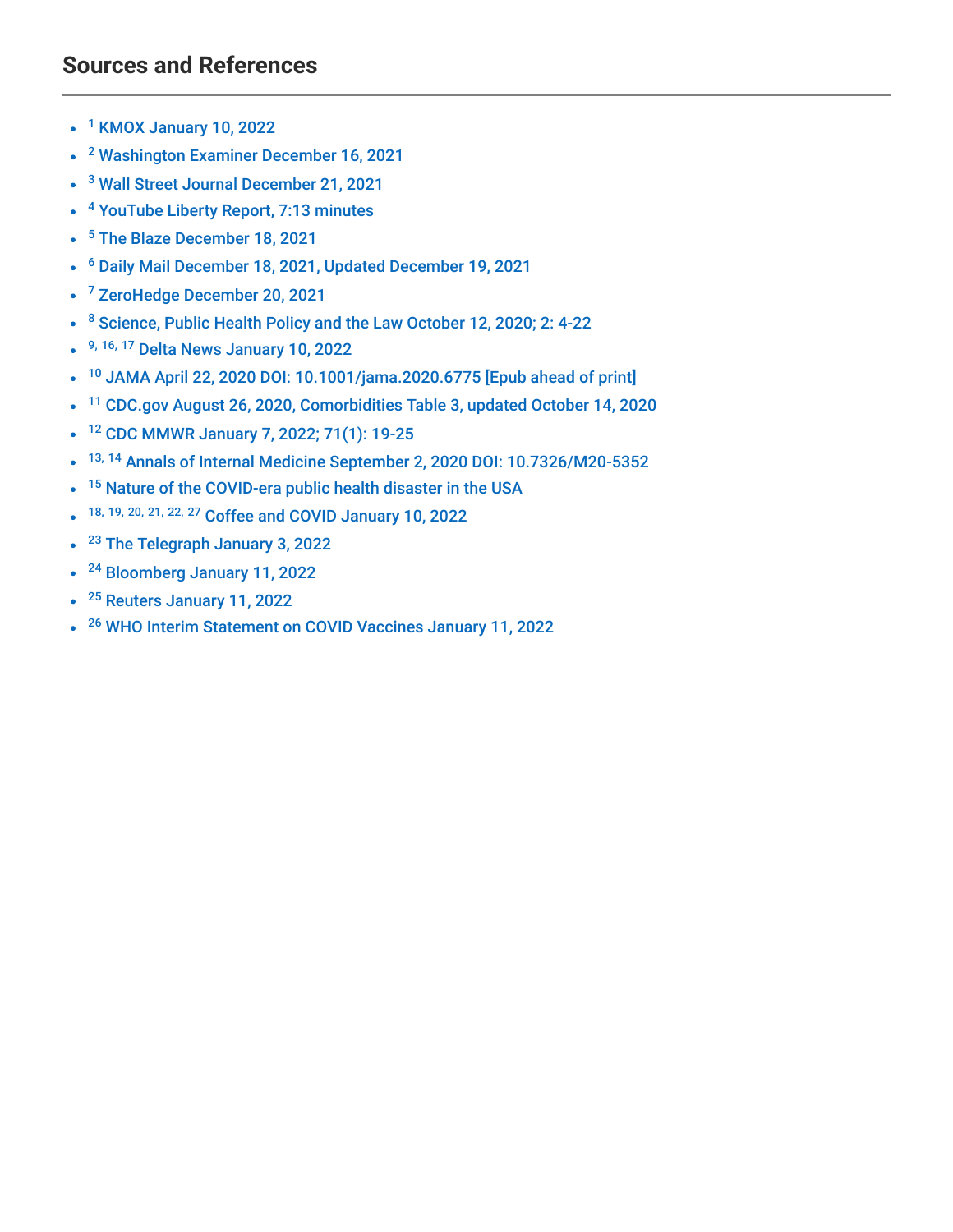## Sources and References

- [1] KMOX January 10, 2022
- [2] Washington Examiner December 16, 2021
- [3] Wall Street Journal December 21, 2021
- [4] YouTube Liberty Report, 7:13 minutes
- [5] The Blaze December 18, 2021
- [6] Daily Mail December 18, 2021, Updated December 19, 2021
- [7] ZeroHedge December 20, 2021
- [8] Science, Public Health Policy and the Law October 12, 2020; 2: 4-22
- [9, 16, 17] Delta News January 10, 2022
- [10] JAMA April 22, 2020 DOI: 10.1001/jama.2020.6775 [Epub ahead of print]
- [11] CDC.gov August 26, 2020, Comorbidities Table 3, updated October 14, 2020
- [12] CDC MMWR January 7, 2022; 71(1): 19-25
- [13, 14] Annals of Internal Medicine September 2, 2020 DOI: 10.7326/M20-5352
- [15] Nature of the COVID-era public health disaster in the USA
- [18, 19, 20, 21, 22, 27] Coffee and COVID January 10, 2022
- [23] The Telegraph January 3, 2022
- [24] Bloomberg January 11, 2022
- [25] Reuters January 11, 2022
- [26] WHO Interim Statement on COVID Vaccines January 11, 2022